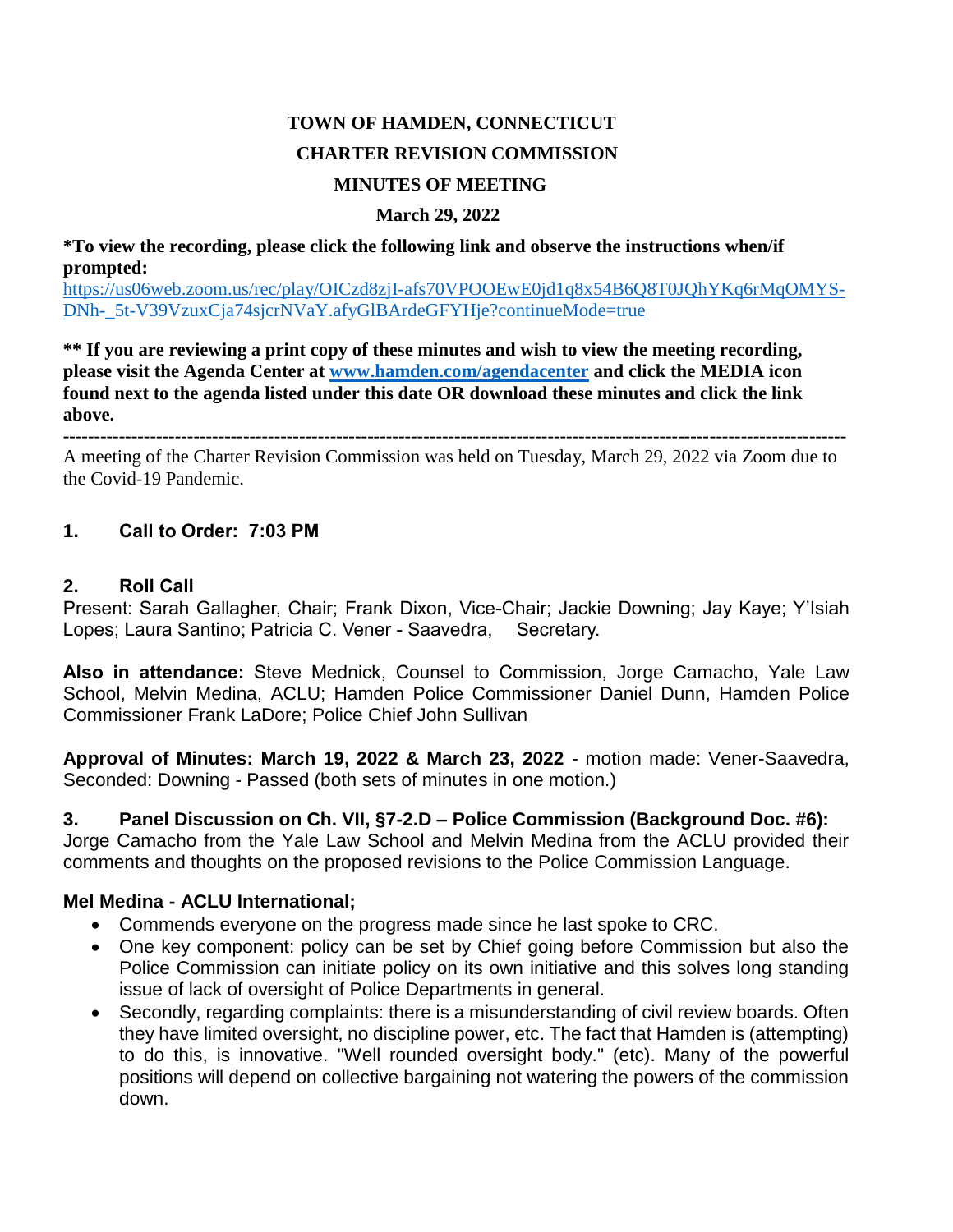**TOWN OF HAMDEN, CONNECTICUT**

**CHARTER REVISION COMMISSION**

**MINUTES OF MEETING**

**March 29, 2022**

**\*To view the recording, please click the following link and observe the instructions when/if prompted:**
[https://us06web.zoom.us/rec/play/OICzd8zjI-afs70VPOOEwE0jd1q8x54B6Q8T0JQhYKq6rMqOMYS-DNh-_5t-V39VzuxCja74sjcrNVaY.afyGlBArdeGFYHje?continueMode=true](https://us06web.zoom.us/rec/play/OICzd8zjI-afs70VPOOEwE0jd1q8x54B6Q8T0JQhYKq6rMqOMYS-DNh-_5t-V39VzuxCja74sjcrNVaY.afyGlBArdeGFYHje?continueMode=true)

**\*\* If you are reviewing a print copy of these minutes and wish to view the meeting recording, please visit the Agenda Center at [www.hamden.com/agendacenter](http://www.hamden.com/agendacenter) and click the MEDIA icon found next to the agenda listed under this date OR download these minutes and click the link above.**

---

A meeting of the Charter Revision Commission was held on Tuesday, March 29, 2022 via Zoom due to the Covid-19 Pandemic.

## 1. Call to Order: 7:03 PM

## 2. Roll Call

Present: Sarah Gallagher, Chair; Frank Dixon, Vice-Chair; Jackie Downing; Jay Kaye; Y'Isiah Lopes; Laura Santino; Patricia C. Vener - Saavedra, Secretary.

**Also in attendance:** Steve Mednick, Counsel to Commission, Jorge Camacho, Yale Law School, Melvin Medina, ACLU; Hamden Police Commissioner Daniel Dunn, Hamden Police Commissioner Frank LaDore; Police Chief John Sullivan

**Approval of Minutes: March 19, 2022 & March 23, 2022** - motion made: Vener-Saavedra, Seconded: Downing - Passed (both sets of minutes in one motion.)

## 3. Panel Discussion on Ch. VII, §7-2.D – Police Commission (Background Doc. #6):

Jorge Camacho from the Yale Law School and Melvin Medina from the ACLU provided their comments and thoughts on the proposed revisions to the Police Commission Language.

**Mel Medina - ACLU International;**

- Commends everyone on the progress made since he last spoke to CRC.
- One key component: policy can be set by Chief going before Commission but also the Police Commission can initiate policy on its own initiative and this solves long standing issue of lack of oversight of Police Departments in general.
- Secondly, regarding complaints: there is a misunderstanding of civil review boards. Often they have limited oversight, no discipline power, etc. The fact that Hamden is (attempting) to do this, is innovative. "Well rounded oversight body." (etc). Many of the powerful positions will depend on collective bargaining not watering the powers of the commission down.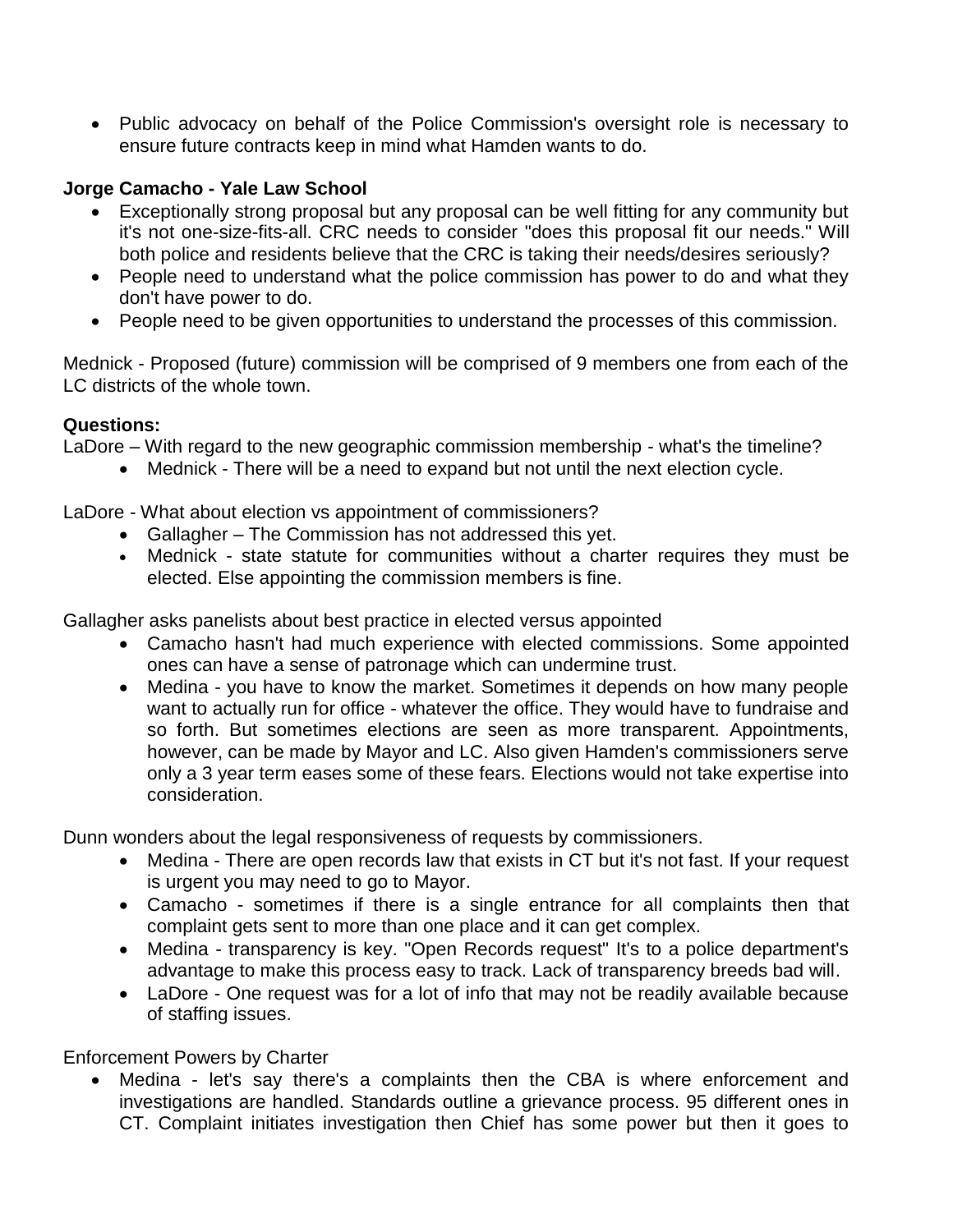- Public advocacy on behalf of the Police Commission's oversight role is necessary to ensure future contracts keep in mind what Hamden wants to do.

**Jorge Camacho - Yale Law School**

- Exceptionally strong proposal but any proposal can be well fitting for any community but it's not one-size-fits-all. CRC needs to consider "does this proposal fit our needs." Will both police and residents believe that the CRC is taking their needs/desires seriously?
- People need to understand what the police commission has power to do and what they don't have power to do.
- People need to be given opportunities to understand the processes of this commission.

Mednick - Proposed (future) commission will be comprised of 9 members one from each of the LC districts of the whole town.

**Questions:**

LaDore – With regard to the new geographic commission membership - what's the timeline?

- Mednick - There will be a need to expand but not until the next election cycle.

LaDore - What about election vs appointment of commissioners?

- Gallagher – The Commission has not addressed this yet.
- Mednick - state statute for communities without a charter requires they must be elected. Else appointing the commission members is fine.

Gallagher asks panelists about best practice in elected versus appointed

- Camacho hasn't had much experience with elected commissions. Some appointed ones can have a sense of patronage which can undermine trust.
- Medina - you have to know the market. Sometimes it depends on how many people want to actually run for office - whatever the office. They would have to fundraise and so forth. But sometimes elections are seen as more transparent. Appointments, however, can be made by Mayor and LC. Also given Hamden's commissioners serve only a 3 year term eases some of these fears. Elections would not take expertise into consideration.

Dunn wonders about the legal responsiveness of requests by commissioners.

- Medina - There are open records law that exists in CT but it's not fast. If your request is urgent you may need to go to Mayor.
- Camacho - sometimes if there is a single entrance for all complaints then that complaint gets sent to more than one place and it can get complex.
- Medina - transparency is key. "Open Records request" It's to a police department's advantage to make this process easy to track. Lack of transparency breeds bad will.
- LaDore - One request was for a lot of info that may not be readily available because of staffing issues.

Enforcement Powers by Charter

- Medina - let's say there's a complaints then the CBA is where enforcement and investigations are handled. Standards outline a grievance process. 95 different ones in CT. Complaint initiates investigation then Chief has some power but then it goes to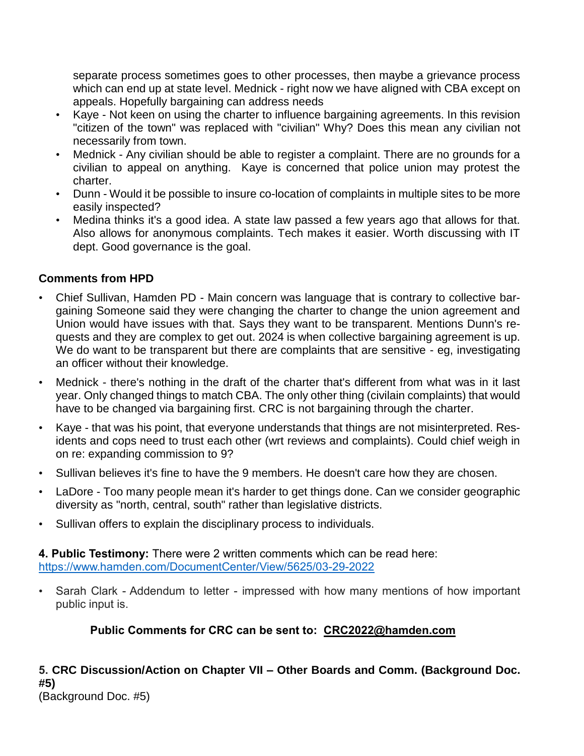separate process sometimes goes to other processes, then maybe a grievance process which can end up at state level. Mednick - right now we have aligned with CBA except on appeals. Hopefully bargaining can address needs

- Kaye - Not keen on using the charter to influence bargaining agreements. In this revision "citizen of the town" was replaced with "civilian" Why? Does this mean any civilian not necessarily from town.
- Mednick - Any civilian should be able to register a complaint. There are no grounds for a civilian to appeal on anything. Kaye is concerned that police union may protest the charter.
- Dunn - Would it be possible to insure co-location of complaints in multiple sites to be more easily inspected?
- Medina thinks it's a good idea. A state law passed a few years ago that allows for that. Also allows for anonymous complaints. Tech makes it easier. Worth discussing with IT dept. Good governance is the goal.

**Comments from HPD**

- Chief Sullivan, Hamden PD - Main concern was language that is contrary to collective bargaining Someone said they were changing the charter to change the union agreement and Union would have issues with that. Says they want to be transparent. Mentions Dunn's requests and they are complex to get out. 2024 is when collective bargaining agreement is up. We do want to be transparent but there are complaints that are sensitive - eg, investigating an officer without their knowledge.
- Mednick - there's nothing in the draft of the charter that's different from what was in it last year. Only changed things to match CBA. The only other thing (civilain complaints) that would have to be changed via bargaining first. CRC is not bargaining through the charter.
- Kaye - that was his point, that everyone understands that things are not misinterpreted. Residents and cops need to trust each other (wrt reviews and complaints). Could chief weigh in on re: expanding commission to 9?
- Sullivan believes it's fine to have the 9 members. He doesn't care how they are chosen.
- LaDore - Too many people mean it's harder to get things done. Can we consider geographic diversity as "north, central, south" rather than legislative districts.
- Sullivan offers to explain the disciplinary process to individuals.

**4. Public Testimony:** There were 2 written comments which can be read here: https://www.hamden.com/DocumentCenter/View/5625/03-29-2022

- Sarah Clark - Addendum to letter - impressed with how many mentions of how important public input is.

**Public Comments for CRC can be sent to: CRC2022@hamden.com**

**5. CRC Discussion/Action on Chapter VII – Other Boards and Comm. (Background Doc. #5)**
(Background Doc. #5)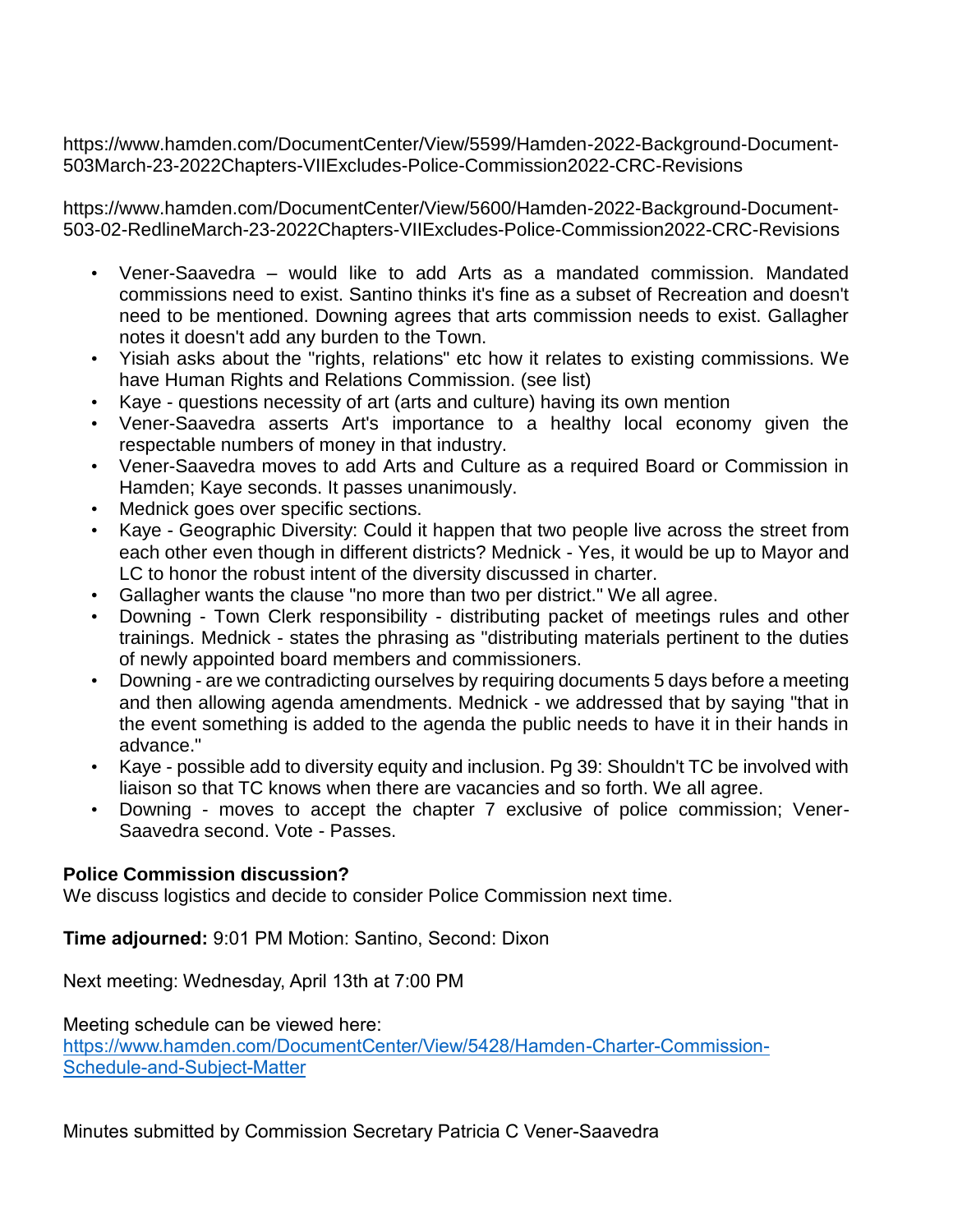https://www.hamden.com/DocumentCenter/View/5599/Hamden-2022-Background-Document-503March-23-2022Chapters-VIIExcludes-Police-Commission2022-CRC-Revisions

https://www.hamden.com/DocumentCenter/View/5600/Hamden-2022-Background-Document-503-02-RedlineMarch-23-2022Chapters-VIIExcludes-Police-Commission2022-CRC-Revisions

- Vener-Saavedra – would like to add Arts as a mandated commission. Mandated commissions need to exist. Santino thinks it's fine as a subset of Recreation and doesn't need to be mentioned. Downing agrees that arts commission needs to exist. Gallagher notes it doesn't add any burden to the Town.
- Yisiah asks about the "rights, relations" etc how it relates to existing commissions. We have Human Rights and Relations Commission. (see list)
- Kaye - questions necessity of art (arts and culture) having its own mention
- Vener-Saavedra asserts Art's importance to a healthy local economy given the respectable numbers of money in that industry.
- Vener-Saavedra moves to add Arts and Culture as a required Board or Commission in Hamden; Kaye seconds. It passes unanimously.
- Mednick goes over specific sections.
- Kaye - Geographic Diversity: Could it happen that two people live across the street from each other even though in different districts? Mednick - Yes, it would be up to Mayor and LC to honor the robust intent of the diversity discussed in charter.
- Gallagher wants the clause "no more than two per district." We all agree.
- Downing - Town Clerk responsibility - distributing packet of meetings rules and other trainings. Mednick - states the phrasing as "distributing materials pertinent to the duties of newly appointed board members and commissioners.
- Downing - are we contradicting ourselves by requiring documents 5 days before a meeting and then allowing agenda amendments. Mednick - we addressed that by saying "that in the event something is added to the agenda the public needs to have it in their hands in advance."
- Kaye - possible add to diversity equity and inclusion. Pg 39: Shouldn't TC be involved with liaison so that TC knows when there are vacancies and so forth. We all agree.
- Downing - moves to accept the chapter 7 exclusive of police commission; Vener-Saavedra second. Vote - Passes.

**Police Commission discussion?**
We discuss logistics and decide to consider Police Commission next time.

**Time adjourned:** 9:01 PM Motion: Santino, Second: Dixon

Next meeting: Wednesday, April 13th at 7:00 PM

Meeting schedule can be viewed here:
https://www.hamden.com/DocumentCenter/View/5428/Hamden-Charter-Commission-Schedule-and-Subject-Matter

Minutes submitted by Commission Secretary Patricia C Vener-Saavedra